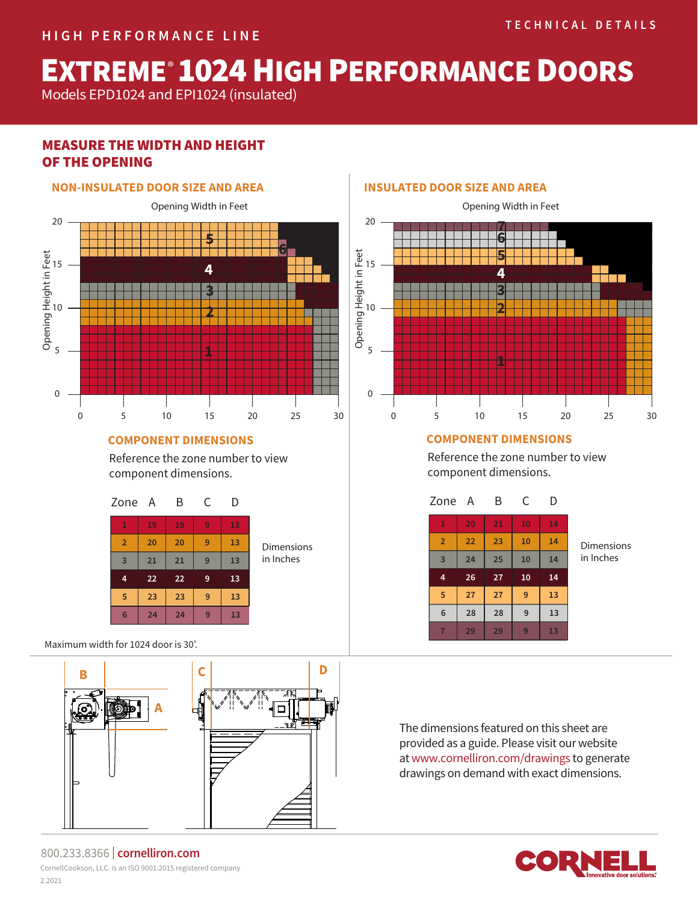HIGH PERFORMANCE LINE

TECHNICAL DETAILS

# EXTREME® 1024 HIGH PERFORMANCE DOORS

Models EPD1024 and EPI1024 (insulated)

## MEASURE THE WIDTH AND HEIGHT OF THE OPENING

### NON-INSULATED DOOR SIZE AND AREA

Opening Width in Feet

Opening Height in Feet

### COMPONENT DIMENSIONS

Reference the zone number to view component dimensions.

| Zone | A | B | C | D |
|---|---|---|---|---|
| 1 | 19 | 19 | 9 | 13 |
| 2 | 20 | 20 | 9 | 13 |
| 3 | 21 | 21 | 9 | 13 |
| 4 | 22 | 22 | 9 | 13 |
| 5 | 23 | 23 | 9 | 13 |
| 6 | 24 | 24 | 9 | 13 |

Dimensions in Inches

Maximum width for 1024 door is 30'.

### INSULATED DOOR SIZE AND AREA

Opening Width in Feet

Opening Height in Feet

### COMPONENT DIMENSIONS

Reference the zone number to view component dimensions.

| Zone | A | B | C | D |
|---|---|---|---|---|
| 1 | 20 | 21 | 10 | 14 |
| 2 | 22 | 23 | 10 | 14 |
| 3 | 24 | 25 | 10 | 14 |
| 4 | 26 | 27 | 10 | 14 |
| 5 | 27 | 27 | 9 | 13 |
| 6 | 28 | 28 | 9 | 13 |
| 7 | 29 | 29 | 9 | 13 |

Dimensions in Inches

The dimensions featured on this sheet are provided as a guide. Please visit our website at www.cornelliron.com/drawings to generate drawings on demand with exact dimensions.

800.233.8366 | cornelliron.com

CornellCookson, LLC. is an ISO 9001:2015 registered company

2.2021

CORNELL Innovative door solutions.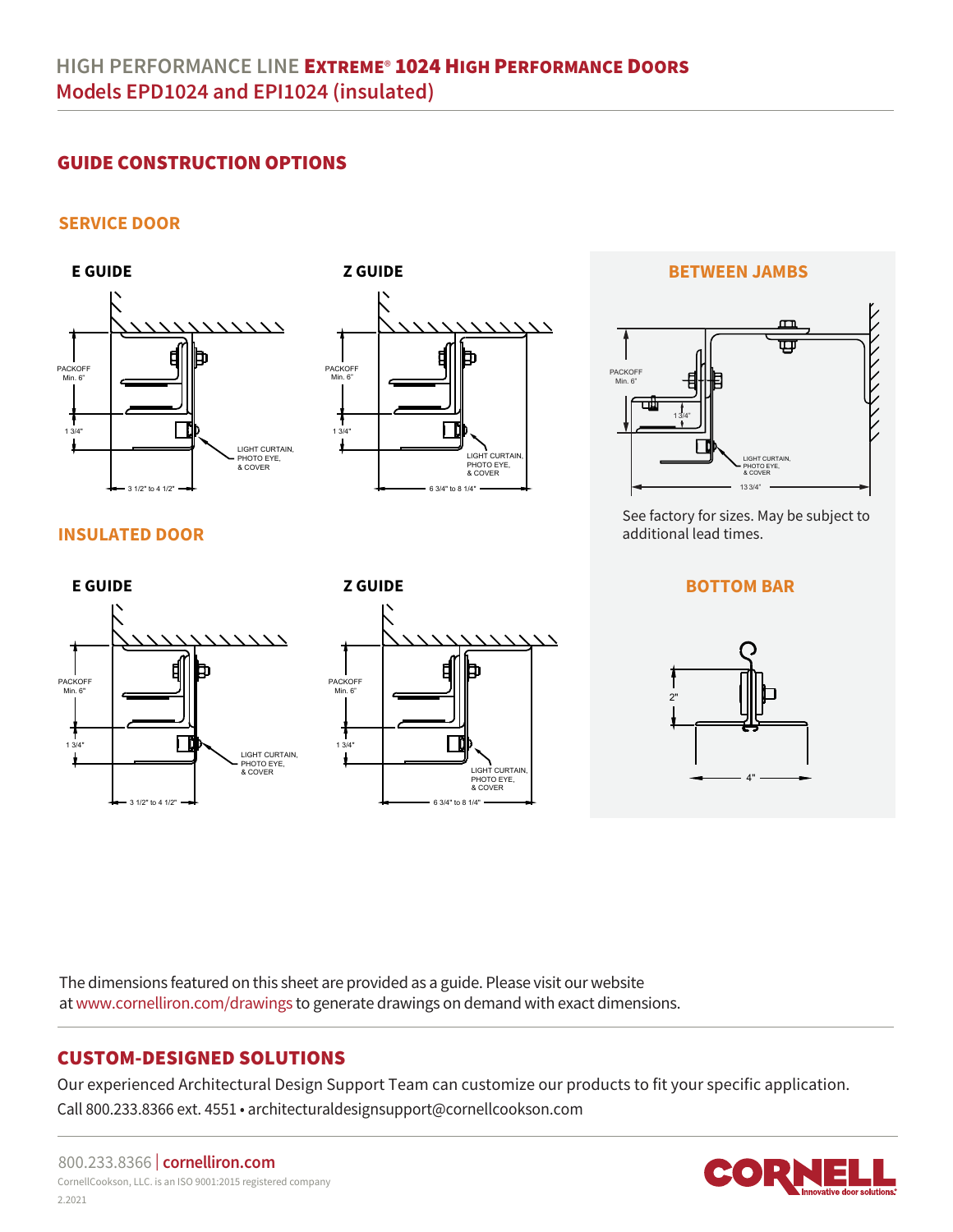# HIGH PERFORMANCE LINE EXTREME® 1024 HIGH PERFORMANCE DOORS
## Models EPD1024 and EPI1024 (insulated)

## GUIDE CONSTRUCTION OPTIONS

### SERVICE DOOR

**E GUIDE**

PACKOFF Min. 6"

1 3/4"

LIGHT CURTAIN, PHOTO EYE, & COVER

3 1/2" to 4 1/2"

**Z GUIDE**

PACKOFF Min. 6"

1 3/4"

LIGHT CURTAIN, PHOTO EYE, & COVER

6 3/4" to 8 1/4"

### BETWEEN JAMBS

PACKOFF Min. 6"

1 3/4"

LIGHT CURTAIN, PHOTO EYE, & COVER

13 3/4"

See factory for sizes. May be subject to additional lead times.

### INSULATED DOOR

**E GUIDE**

PACKOFF Min. 6"

1 3/4"

LIGHT CURTAIN, PHOTO EYE, & COVER

3 1/2" to 4 1/2"

**Z GUIDE**

PACKOFF Min. 6"

1 3/4"

LIGHT CURTAIN, PHOTO EYE, & COVER

6 3/4" to 8 1/4"

### BOTTOM BAR

2"

4"

The dimensions featured on this sheet are provided as a guide. Please visit our website at www.cornelliron.com/drawings to generate drawings on demand with exact dimensions.

## CUSTOM-DESIGNED SOLUTIONS

Our experienced Architectural Design Support Team can customize our products to fit your specific application.
Call 800.233.8366 ext. 4551 • architecturaldesignsupport@cornellcookson.com

800.233.8366 | cornelliron.com

CornellCookson, LLC. is an ISO 9001:2015 registered company

2.2021

CORNELL Innovative door solutions.